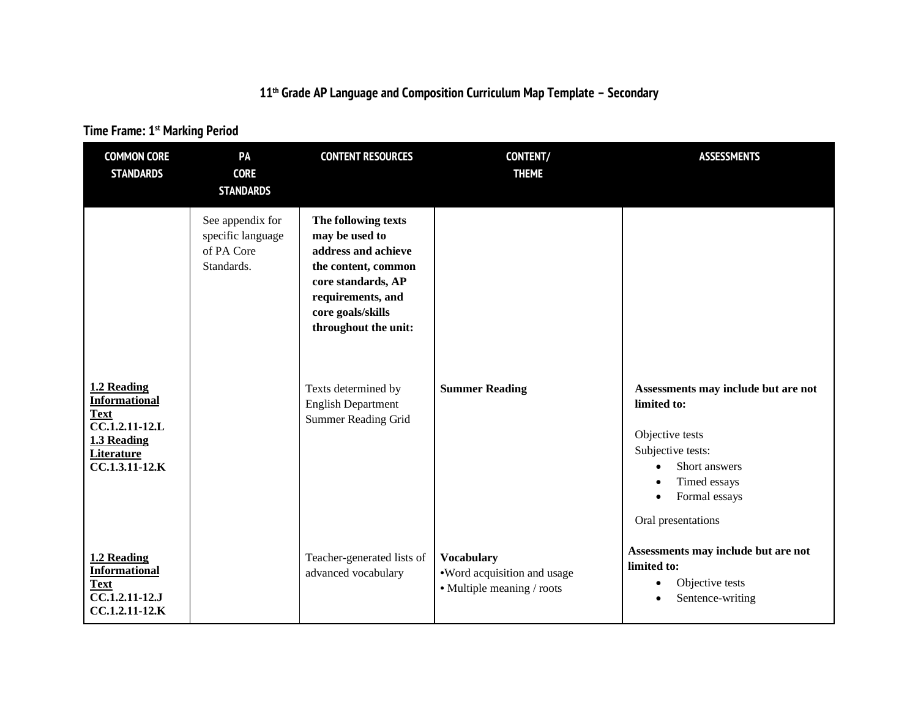# 11th Grade AP Language and Composition Curriculum Map Template – Secondary

## Time Frame: 1st Marking Period

| COMMON CORE STANDARDS | PA CORE STANDARDS | CONTENT RESOURCES | CONTENT/ THEME | ASSESSMENTS |
| --- | --- | --- | --- | --- |
| | See appendix for specific language of PA Core Standards. | **The following texts may be used to address and achieve the content, common core standards, AP requirements, and core goals/skills throughout the unit:** | | |
| **1.2 Reading Informational Text** **CC.1.2.11-12.L** **1.3 Reading Literature** **CC.1.3.11-12.K** | | Texts determined by English Department Summer Reading Grid | **Summer Reading** | **Assessments may include but are not limited to:** Objective tests Subjective tests: • Short answers • Timed essays • Formal essays Oral presentations |
| **1.2 Reading Informational Text** **CC.1.2.11-12.J** **CC.1.2.11-12.K** | | Teacher-generated lists of advanced vocabulary | **Vocabulary** •Word acquisition and usage • Multiple meaning / roots | **Assessments may include but are not limited to:** • Objective tests • Sentence-writing |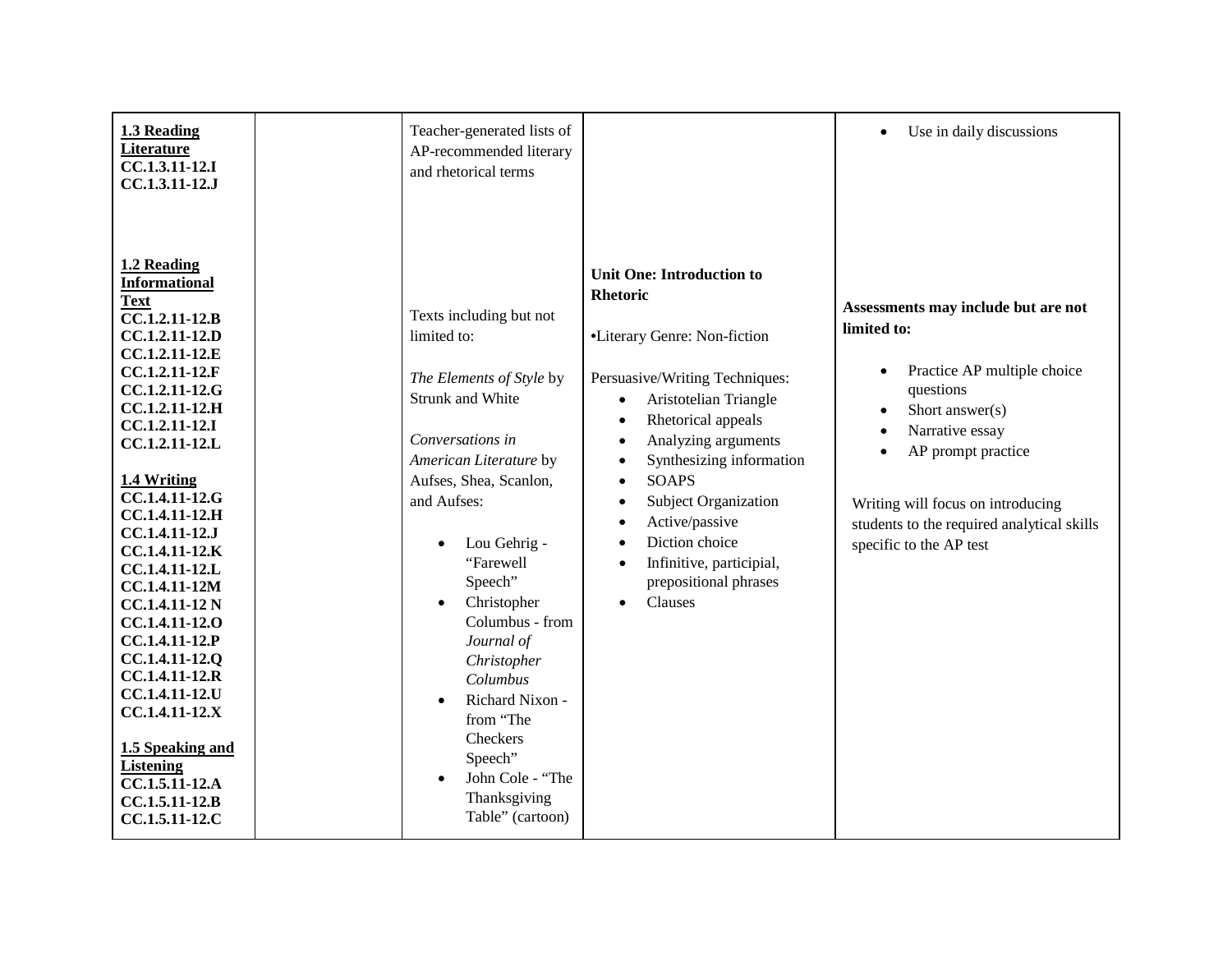| | | | | |
|---|---|---|---|---|
| **1.3 Reading Literature**<br>**CC.1.3.11-12.I**<br>**CC.1.3.11-12.J** | | Teacher-generated lists of AP-recommended literary and rhetorical terms | | • Use in daily discussions |
| **1.2 Reading Informational Text**<br>**CC.1.2.11-12.B**<br>**CC.1.2.11-12.D**<br>**CC.1.2.11-12.E**<br>**CC.1.2.11-12.F**<br>**CC.1.2.11-12.G**<br>**CC.1.2.11-12.H**<br>**CC.1.2.11-12.I**<br>**CC.1.2.11-12.L**<br><br>**1.4 Writing**<br>**CC.1.4.11-12.G**<br>**CC.1.4.11-12.H**<br>**CC.1.4.11-12.J**<br>**CC.1.4.11-12.K**<br>**CC.1.4.11-12.L**<br>**CC.1.4.11-12M**<br>**CC.1.4.11-12 N**<br>**CC.1.4.11-12.O**<br>**CC.1.4.11-12.P**<br>**CC.1.4.11-12.Q**<br>**CC.1.4.11-12.R**<br>**CC.1.4.11-12.U**<br>**CC.1.4.11-12.X**<br><br>**1.5 Speaking and Listening**<br>**CC.1.5.11-12.A**<br>**CC.1.5.11-12.B**<br>**CC.1.5.11-12.C** | | Texts including but not limited to:<br><br>*The Elements of Style* by Strunk and White<br><br>*Conversations in American Literature* by Aufses, Shea, Scanlon, and Aufses:<br><br>• Lou Gehrig - "Farewell Speech"<br>• Christopher Columbus - from *Journal of Christopher Columbus*<br>• Richard Nixon - from "The Checkers Speech"<br>• John Cole - "The Thanksgiving Table" (cartoon) | **Unit One: Introduction to Rhetoric**<br><br>•Literary Genre: Non-fiction<br><br>Persuasive/Writing Techniques:<br>• Aristotelian Triangle<br>• Rhetorical appeals<br>• Analyzing arguments<br>• Synthesizing information<br>• SOAPS<br>• Subject Organization<br>• Active/passive<br>• Diction choice<br>• Infinitive, participial, prepositional phrases<br>• Clauses | **Assessments may include but are not limited to:**<br><br>• Practice AP multiple choice questions<br>• Short answer(s)<br>• Narrative essay<br>• AP prompt practice<br><br>Writing will focus on introducing students to the required analytical skills specific to the AP test |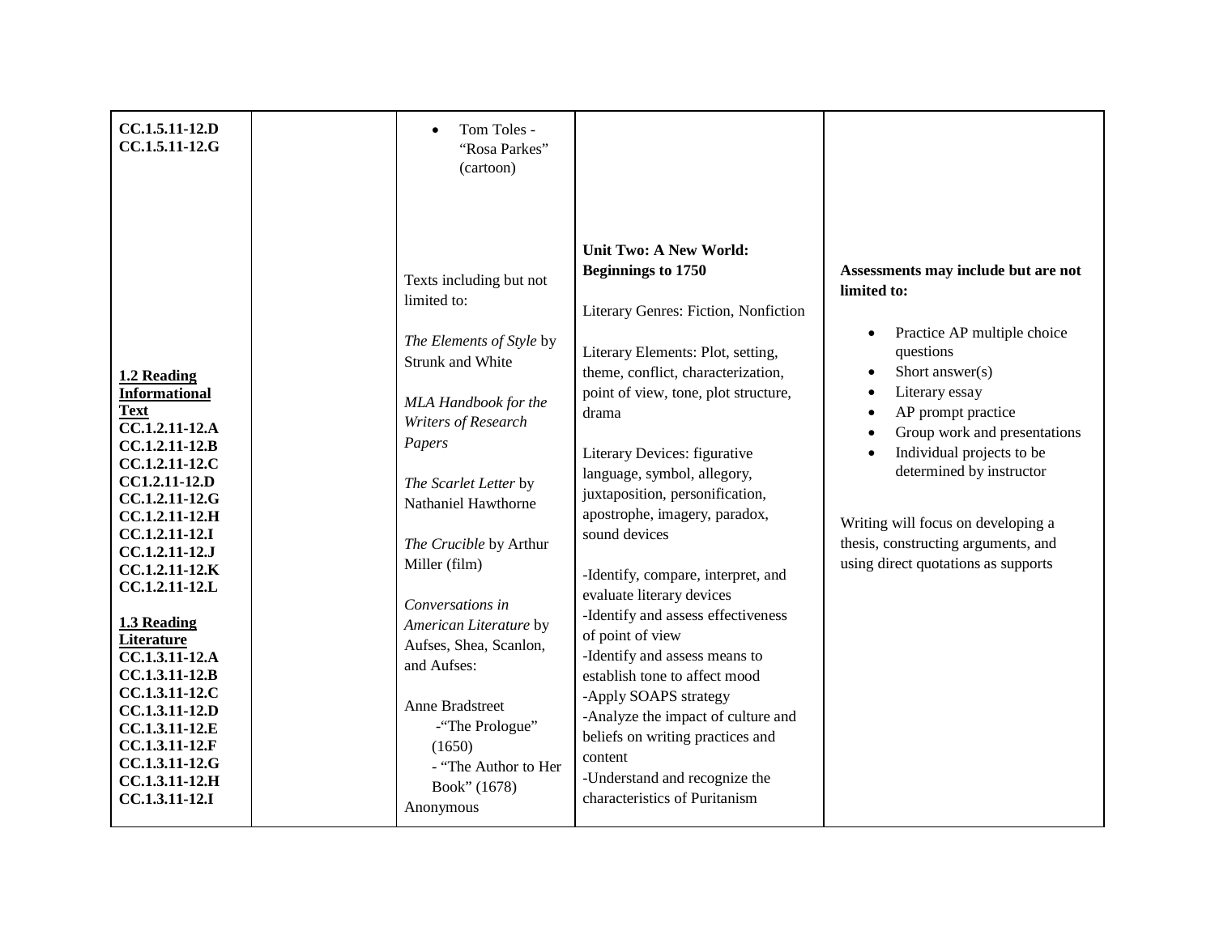| | | | | |
|---|---|---|---|---|
| CC.1.5.11-12.D<br>CC.1.5.11-12.G<br><br>**1.2 Reading Informational Text**<br>**CC.1.2.11-12.A**<br>**CC.1.2.11-12.B**<br>**CC.1.2.11-12.C**<br>**CC1.2.11-12.D**<br>**CC.1.2.11-12.G**<br>**CC.1.2.11-12.H**<br>**CC.1.2.11-12.I**<br>**CC.1.2.11-12.J**<br>**CC.1.2.11-12.K**<br>**CC.1.2.11-12.L**<br><br>**1.3 Reading Literature**<br>**CC.1.3.11-12.A**<br>**CC.1.3.11-12.B**<br>**CC.1.3.11-12.C**<br>**CC.1.3.11-12.D**<br>**CC.1.3.11-12.E**<br>**CC.1.3.11-12.F**<br>**CC.1.3.11-12.G**<br>**CC.1.3.11-12.H**<br>**CC.1.3.11-12.I** | | • Tom Toles - "Rosa Parkes" (cartoon)<br><br>Texts including but not limited to:<br><br>*The Elements of Style* by Strunk and White<br><br>*MLA Handbook for the Writers of Research Papers*<br><br>*The Scarlet Letter* by Nathaniel Hawthorne<br><br>*The Crucible* by Arthur Miller (film)<br><br>*Conversations in American Literature* by Aufses, Shea, Scanlon, and Aufses:<br><br>Anne Bradstreet<br>-"The Prologue" (1650)<br>- "The Author to Her Book" (1678)<br>Anonymous | **Unit Two: A New World: Beginnings to 1750**<br><br>Literary Genres: Fiction, Nonfiction<br><br>Literary Elements: Plot, setting, theme, conflict, characterization, point of view, tone, plot structure, drama<br><br>Literary Devices: figurative language, symbol, allegory, juxtaposition, personification, apostrophe, imagery, paradox, sound devices<br><br>-Identify, compare, interpret, and evaluate literary devices<br>-Identify and assess effectiveness of point of view<br>-Identify and assess means to establish tone to affect mood<br>-Apply SOAPS strategy<br>-Analyze the impact of culture and beliefs on writing practices and content<br>-Understand and recognize the characteristics of Puritanism | **Assessments may include but are not limited to:**<br><br>• Practice AP multiple choice questions<br>• Short answer(s)<br>• Literary essay<br>• AP prompt practice<br>• Group work and presentations<br>• Individual projects to be determined by instructor<br><br>Writing will focus on developing a thesis, constructing arguments, and using direct quotations as supports |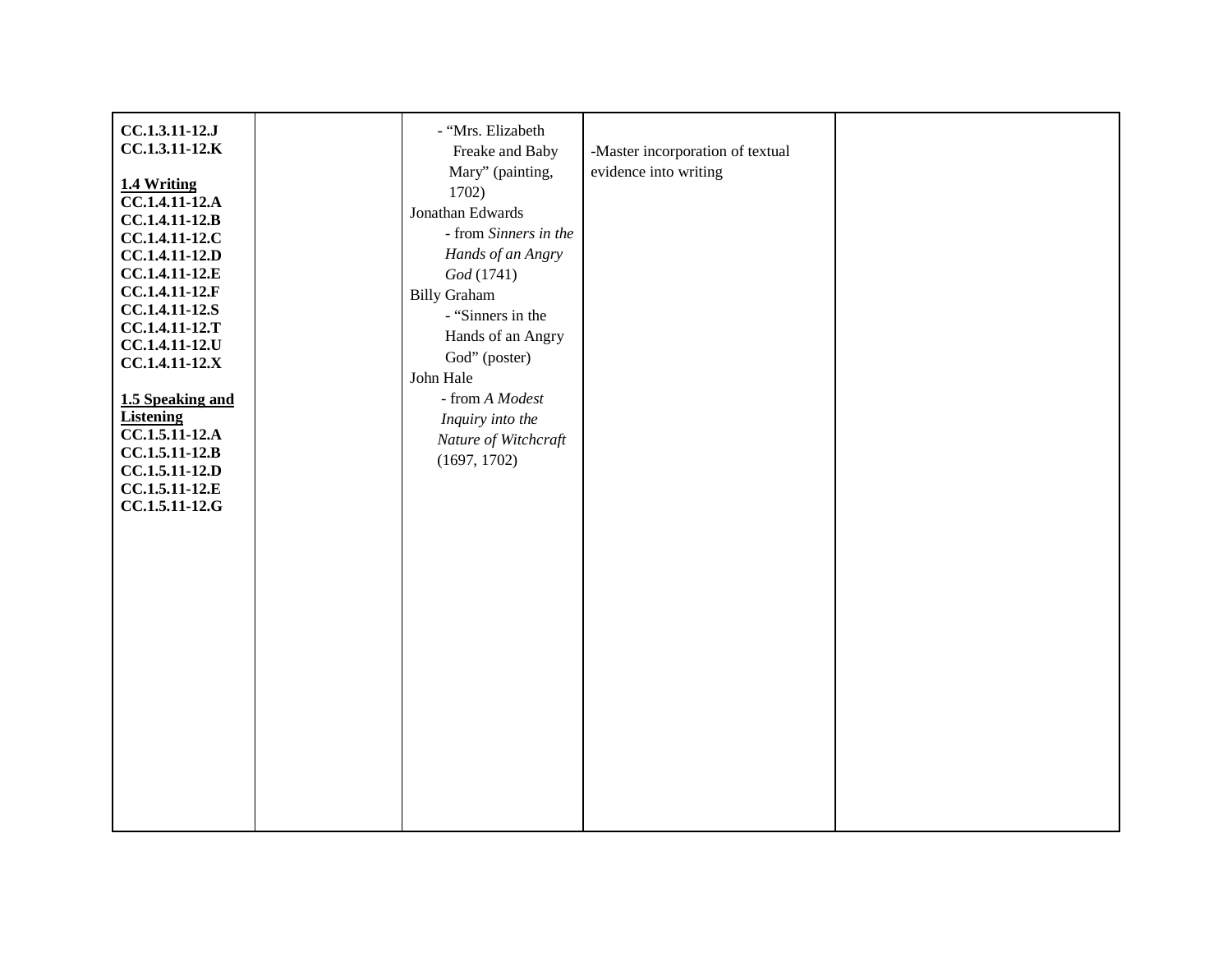| | | | | |
|---|---|---|---|---|
| **CC.1.3.11-12.J**<br>**CC.1.3.11-12.K**<br><br>**1.4 Writing**<br>**CC.1.4.11-12.A**<br>**CC.1.4.11-12.B**<br>**CC.1.4.11-12.C**<br>**CC.1.4.11-12.D**<br>**CC.1.4.11-12.E**<br>**CC.1.4.11-12.F**<br>**CC.1.4.11-12.S**<br>**CC.1.4.11-12.T**<br>**CC.1.4.11-12.U**<br>**CC.1.4.11-12.X**<br><br>**1.5 Speaking and Listening**<br>**CC.1.5.11-12.A**<br>**CC.1.5.11-12.B**<br>**CC.1.5.11-12.D**<br>**CC.1.5.11-12.E**<br>**CC.1.5.11-12.G** | | - "Mrs. Elizabeth Freake and Baby Mary" (painting, 1702)<br>Jonathan Edwards<br>- from *Sinners in the Hands of an Angry God* (1741)<br>Billy Graham<br>- "Sinners in the Hands of an Angry God" (poster)<br>John Hale<br>- from *A Modest Inquiry into the Nature of Witchcraft* (1697, 1702) | -Master incorporation of textual evidence into writing | |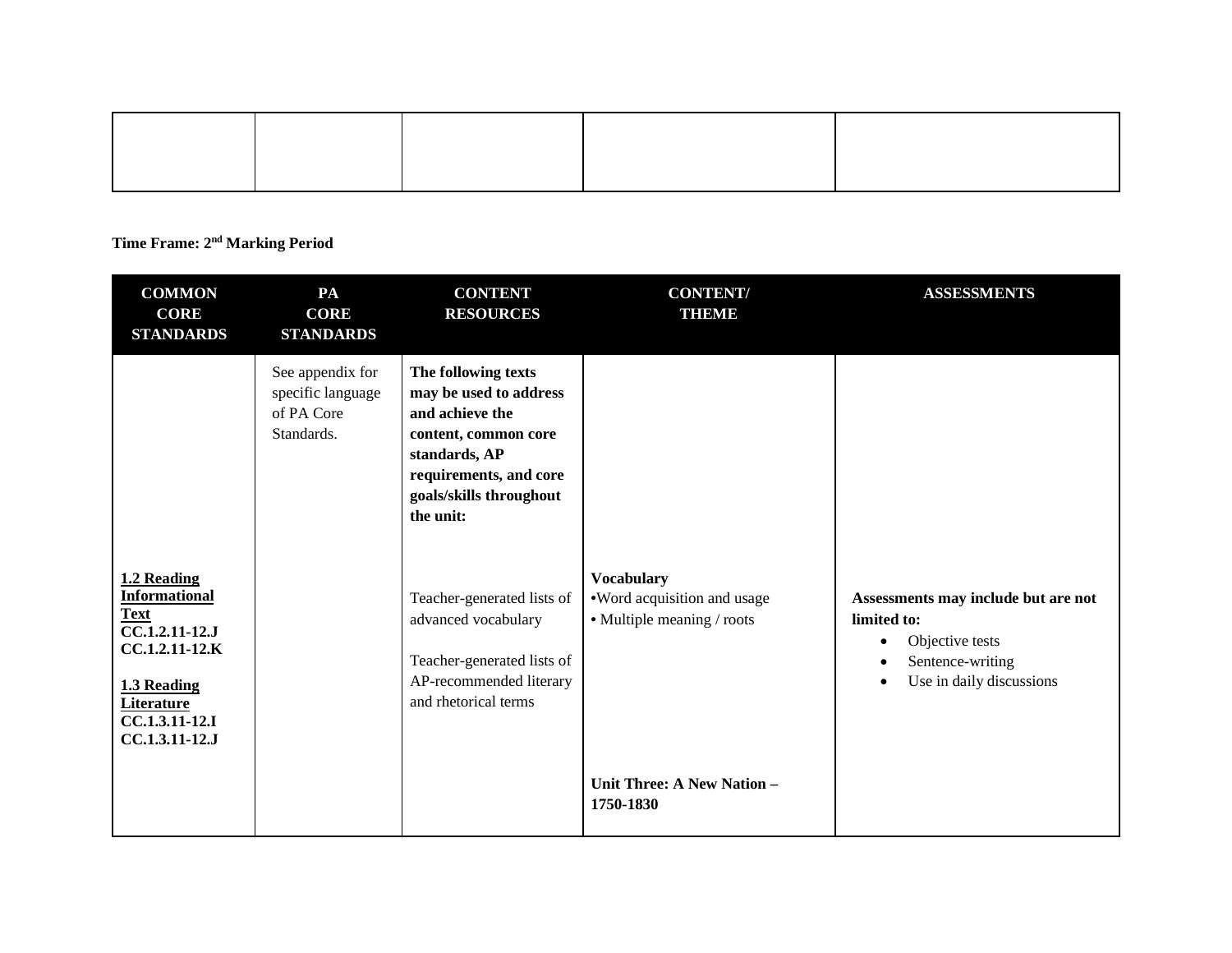| | | | | |
|---|---|---|---|---|
| | | | | |

**Time Frame: 2nd Marking Period**

| COMMON CORE STANDARDS | PA CORE STANDARDS | CONTENT RESOURCES | CONTENT/ THEME | ASSESSMENTS |
|---|---|---|---|---|
| | See appendix for specific language of PA Core Standards. | **The following texts may be used to address and achieve the content, common core standards, AP requirements, and core goals/skills throughout the unit:** | | |
| **1.2 Reading Informational Text**<br>**CC.1.2.11-12.J**<br>**CC.1.2.11-12.K**<br><br>**1.3 Reading Literature**<br>**CC.1.3.11-12.I**<br>**CC.1.3.11-12.J** | | Teacher-generated lists of advanced vocabulary<br><br>Teacher-generated lists of AP-recommended literary and rhetorical terms | **Vocabulary**<br>•Word acquisition and usage<br>• Multiple meaning / roots | **Assessments may include but are not limited to:**<br>• Objective tests<br>• Sentence-writing<br>• Use in daily discussions |
| | | | **Unit Three: A New Nation – 1750-1830** | |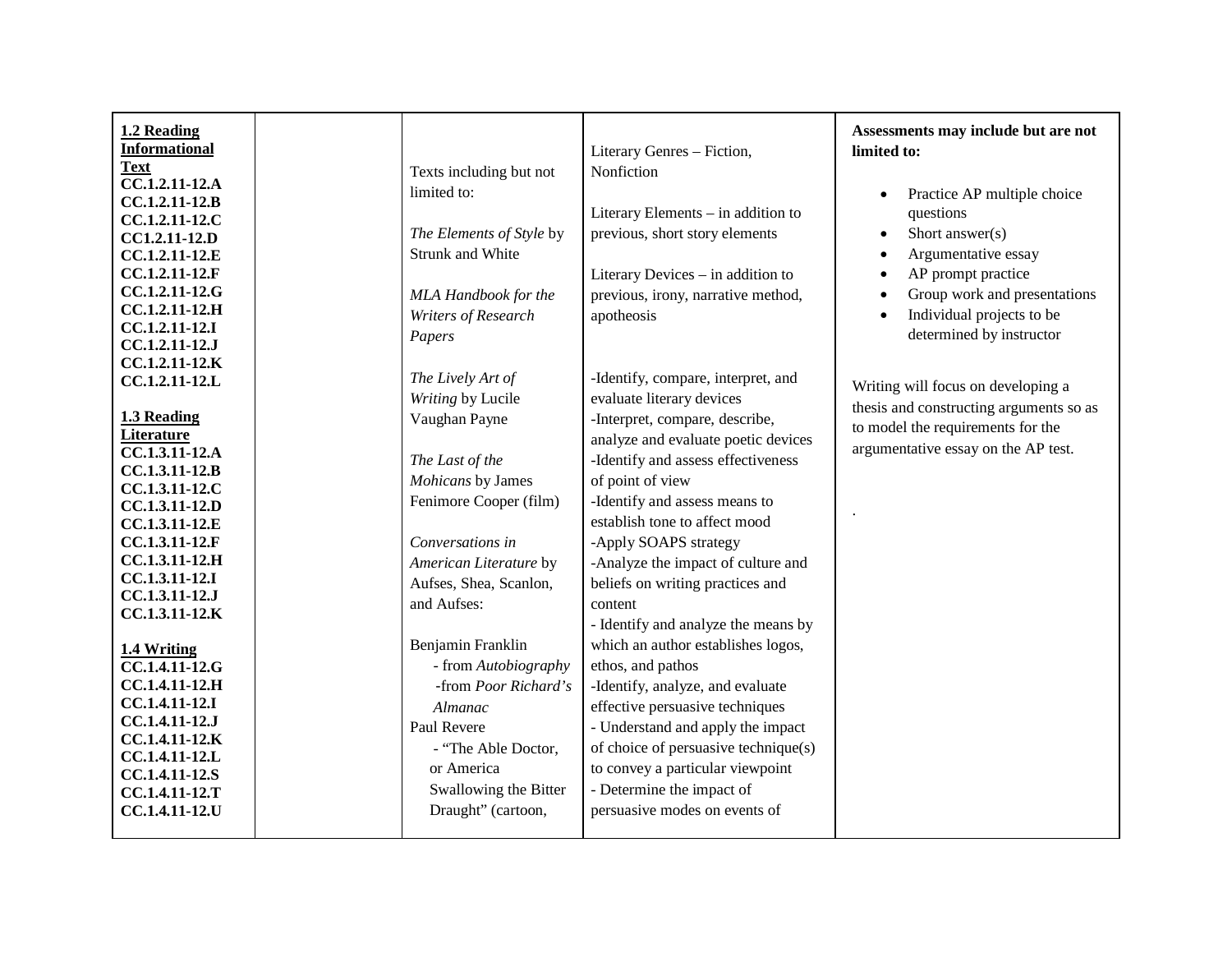| | | | | |
|---|---|---|---|---|
| **1.2 Reading Informational Text**<br>**CC.1.2.11-12.A**<br>**CC.1.2.11-12.B**<br>**CC.1.2.11-12.C**<br>**CC1.2.11-12.D**<br>**CC.1.2.11-12.E**<br>**CC.1.2.11-12.F**<br>**CC.1.2.11-12.G**<br>**CC.1.2.11-12.H**<br>**CC.1.2.11-12.I**<br>**CC.1.2.11-12.J**<br>**CC.1.2.11-12.K**<br>**CC.1.2.11-12.L**<br><br>**1.3 Reading Literature**<br>**CC.1.3.11-12.A**<br>**CC.1.3.11-12.B**<br>**CC.1.3.11-12.C**<br>**CC.1.3.11-12.D**<br>**CC.1.3.11-12.E**<br>**CC.1.3.11-12.F**<br>**CC.1.3.11-12.H**<br>**CC.1.3.11-12.I**<br>**CC.1.3.11-12.J**<br>**CC.1.3.11-12.K**<br><br>**1.4 Writing**<br>**CC.1.4.11-12.G**<br>**CC.1.4.11-12.H**<br>**CC.1.4.11-12.I**<br>**CC.1.4.11-12.J**<br>**CC.1.4.11-12.K**<br>**CC.1.4.11-12.L**<br>**CC.1.4.11-12.S**<br>**CC.1.4.11-12.T**<br>**CC.1.4.11-12.U** | | Texts including but not limited to:<br><br>*The Elements of Style* by Strunk and White<br><br>*MLA Handbook for the Writers of Research Papers*<br><br>*The Lively Art of Writing* by Lucile Vaughan Payne<br><br>*The Last of the Mohicans* by James Fenimore Cooper (film)<br><br>*Conversations in American Literature* by Aufses, Shea, Scanlon, and Aufses:<br><br>Benjamin Franklin<br>- from *Autobiography*<br>-from *Poor Richard's Almanac*<br>Paul Revere<br>- "The Able Doctor, or America Swallowing the Bitter Draught" (cartoon, | Literary Genres – Fiction, Nonfiction<br><br>Literary Elements – in addition to previous, short story elements<br><br>Literary Devices – in addition to previous, irony, narrative method, apotheosis<br><br>-Identify, compare, interpret, and evaluate literary devices<br>-Interpret, compare, describe, analyze and evaluate poetic devices<br>-Identify and assess effectiveness of point of view<br>-Identify and assess means to establish tone to affect mood<br>-Apply SOAPS strategy<br>-Analyze the impact of culture and beliefs on writing practices and content<br>- Identify and analyze the means by which an author establishes logos, ethos, and pathos<br>-Identify, analyze, and evaluate effective persuasive techniques<br>- Understand and apply the impact of choice of persuasive technique(s) to convey a particular viewpoint<br>- Determine the impact of persuasive modes on events of | **Assessments may include but are not limited to:**<br><br>• Practice AP multiple choice questions<br>• Short answer(s)<br>• Argumentative essay<br>• AP prompt practice<br>• Group work and presentations<br>• Individual projects to be determined by instructor<br><br>Writing will focus on developing a thesis and constructing arguments so as to model the requirements for the argumentative essay on the AP test.<br><br>. |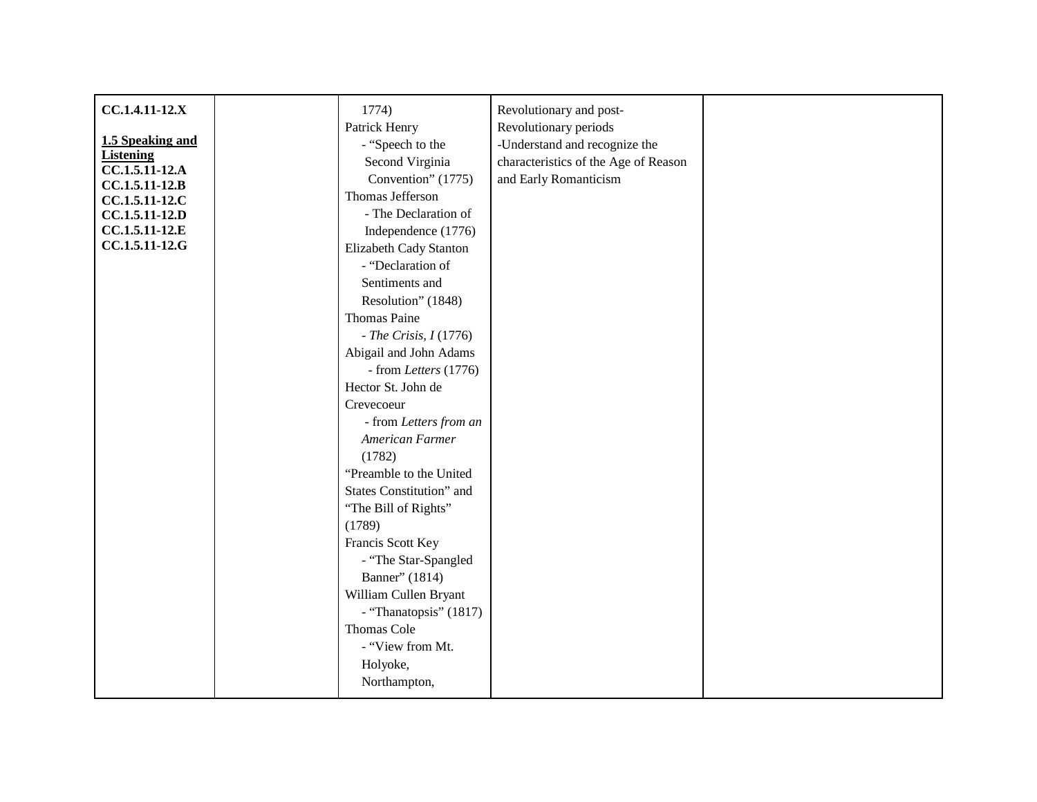| | | | | |
|---|---|---|---|---|
| **CC.1.4.11-12.X**<br><br>**<u>1.5 Speaking and Listening</u>**<br>**CC.1.5.11-12.A**<br>**CC.1.5.11-12.B**<br>**CC.1.5.11-12.C**<br>**CC.1.5.11-12.D**<br>**CC.1.5.11-12.E**<br>**CC.1.5.11-12.G** | | 1774)<br>Patrick Henry<br>- "Speech to the Second Virginia Convention" (1775)<br>Thomas Jefferson<br>- The Declaration of Independence (1776)<br>Elizabeth Cady Stanton<br>- "Declaration of Sentiments and Resolution" (1848)<br>Thomas Paine<br>- *The Crisis, I* (1776)<br>Abigail and John Adams<br>- from *Letters* (1776)<br>Hector St. John de Crevecoeur<br>- from *Letters from an American Farmer* (1782)<br>"Preamble to the United States Constitution" and "The Bill of Rights" (1789)<br>Francis Scott Key<br>- "The Star-Spangled Banner" (1814)<br>William Cullen Bryant<br>- "Thanatopsis" (1817)<br>Thomas Cole<br>- "View from Mt. Holyoke, Northampton, | Revolutionary and post-Revolutionary periods<br>-Understand and recognize the characteristics of the Age of Reason and Early Romanticism | |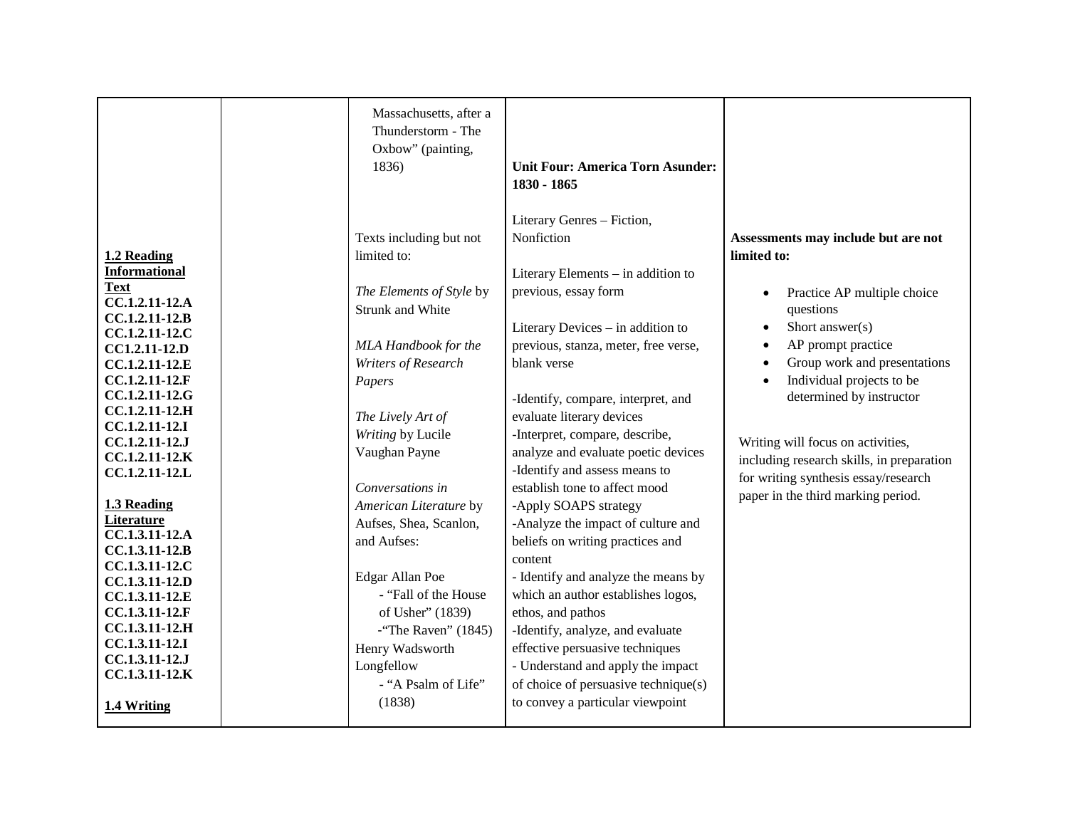| | | | | |
|---|---|---|---|---|
| **1.2 Reading Informational Text**<br>**CC.1.2.11-12.A**<br>**CC.1.2.11-12.B**<br>**CC.1.2.11-12.C**<br>**CC1.2.11-12.D**<br>**CC.1.2.11-12.E**<br>**CC.1.2.11-12.F**<br>**CC.1.2.11-12.G**<br>**CC.1.2.11-12.H**<br>**CC.1.2.11-12.I**<br>**CC.1.2.11-12.J**<br>**CC.1.2.11-12.K**<br>**CC.1.2.11-12.L**<br><br>**1.3 Reading Literature**<br>**CC.1.3.11-12.A**<br>**CC.1.3.11-12.B**<br>**CC.1.3.11-12.C**<br>**CC.1.3.11-12.D**<br>**CC.1.3.11-12.E**<br>**CC.1.3.11-12.F**<br>**CC.1.3.11-12.H**<br>**CC.1.3.11-12.I**<br>**CC.1.3.11-12.J**<br>**CC.1.3.11-12.K**<br><br>**1.4 Writing** | | Massachusetts, after a Thunderstorm - The Oxbow" (painting, 1836)<br><br>Texts including but not limited to:<br><br>*The Elements of Style* by Strunk and White<br><br>*MLA Handbook for the Writers of Research Papers*<br><br>*The Lively Art of Writing* by Lucile Vaughan Payne<br><br>*Conversations in American Literature* by Aufses, Shea, Scanlon, and Aufses:<br><br>Edgar Allan Poe<br>- "Fall of the House of Usher" (1839)<br>-"The Raven" (1845)<br>Henry Wadsworth Longfellow<br>- "A Psalm of Life" (1838) | **Unit Four: America Torn Asunder: 1830 - 1865**<br><br>Literary Genres – Fiction, Nonfiction<br><br>Literary Elements – in addition to previous, essay form<br><br>Literary Devices – in addition to previous, stanza, meter, free verse, blank verse<br><br>-Identify, compare, interpret, and evaluate literary devices<br>-Interpret, compare, describe, analyze and evaluate poetic devices<br>-Identify and assess means to establish tone to affect mood<br>-Apply SOAPS strategy<br>-Analyze the impact of culture and beliefs on writing practices and content<br>- Identify and analyze the means by which an author establishes logos, ethos, and pathos<br>-Identify, analyze, and evaluate effective persuasive techniques<br>- Understand and apply the impact of choice of persuasive technique(s) to convey a particular viewpoint | **Assessments may include but are not limited to:**<br><br>• Practice AP multiple choice questions<br>• Short answer(s)<br>• AP prompt practice<br>• Group work and presentations<br>• Individual projects to be determined by instructor<br><br>Writing will focus on activities, including research skills, in preparation for writing synthesis essay/research paper in the third marking period. |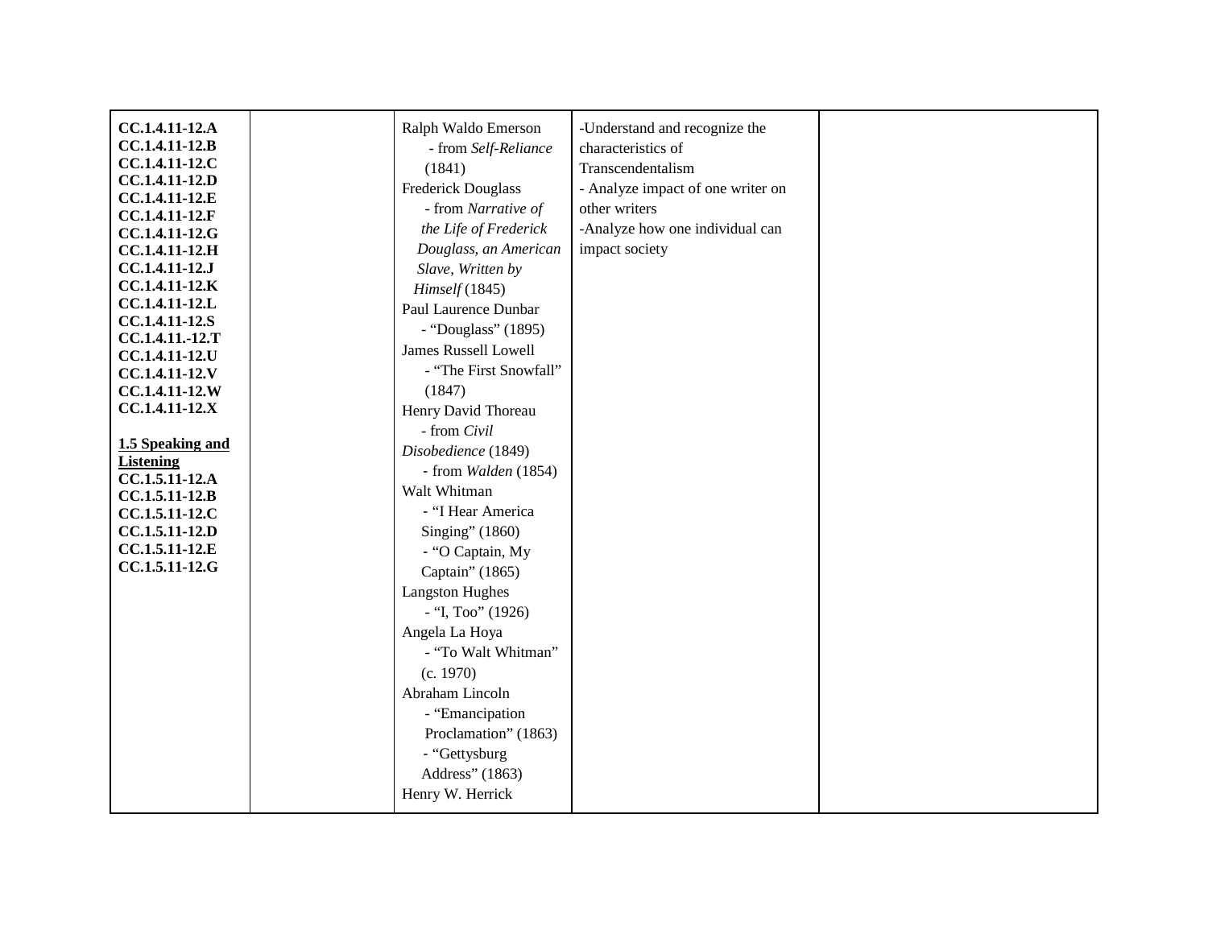| | | | | |
|---|---|---|---|---|
| **CC.1.4.11-12.A**<br>**CC.1.4.11-12.B**<br>**CC.1.4.11-12.C**<br>**CC.1.4.11-12.D**<br>**CC.1.4.11-12.E**<br>**CC.1.4.11-12.F**<br>**CC.1.4.11-12.G**<br>**CC.1.4.11-12.H**<br>**CC.1.4.11-12.J**<br>**CC.1.4.11-12.K**<br>**CC.1.4.11-12.L**<br>**CC.1.4.11-12.S**<br>**CC.1.4.11.-12.T**<br>**CC.1.4.11-12.U**<br>**CC.1.4.11-12.V**<br>**CC.1.4.11-12.W**<br>**CC.1.4.11-12.X**<br><br>**1.5 Speaking and Listening**<br>**CC.1.5.11-12.A**<br>**CC.1.5.11-12.B**<br>**CC.1.5.11-12.C**<br>**CC.1.5.11-12.D**<br>**CC.1.5.11-12.E**<br>**CC.1.5.11-12.G** | | Ralph Waldo Emerson<br>- from *Self-Reliance* (1841)<br>Frederick Douglass<br>- from *Narrative of the Life of Frederick Douglass, an American Slave, Written by Himself* (1845)<br>Paul Laurence Dunbar<br>- "Douglass" (1895)<br>James Russell Lowell<br>- "The First Snowfall" (1847)<br>Henry David Thoreau<br>- from *Civil Disobedience* (1849)<br>- from *Walden* (1854)<br>Walt Whitman<br>- "I Hear America Singing" (1860)<br>- "O Captain, My Captain" (1865)<br>Langston Hughes<br>- "I, Too" (1926)<br>Angela La Hoya<br>- "To Walt Whitman" (c. 1970)<br>Abraham Lincoln<br>- "Emancipation Proclamation" (1863)<br>- "Gettysburg Address" (1863)<br>Henry W. Herrick | -Understand and recognize the characteristics of Transcendentalism<br>- Analyze impact of one writer on other writers<br>-Analyze how one individual can impact society | |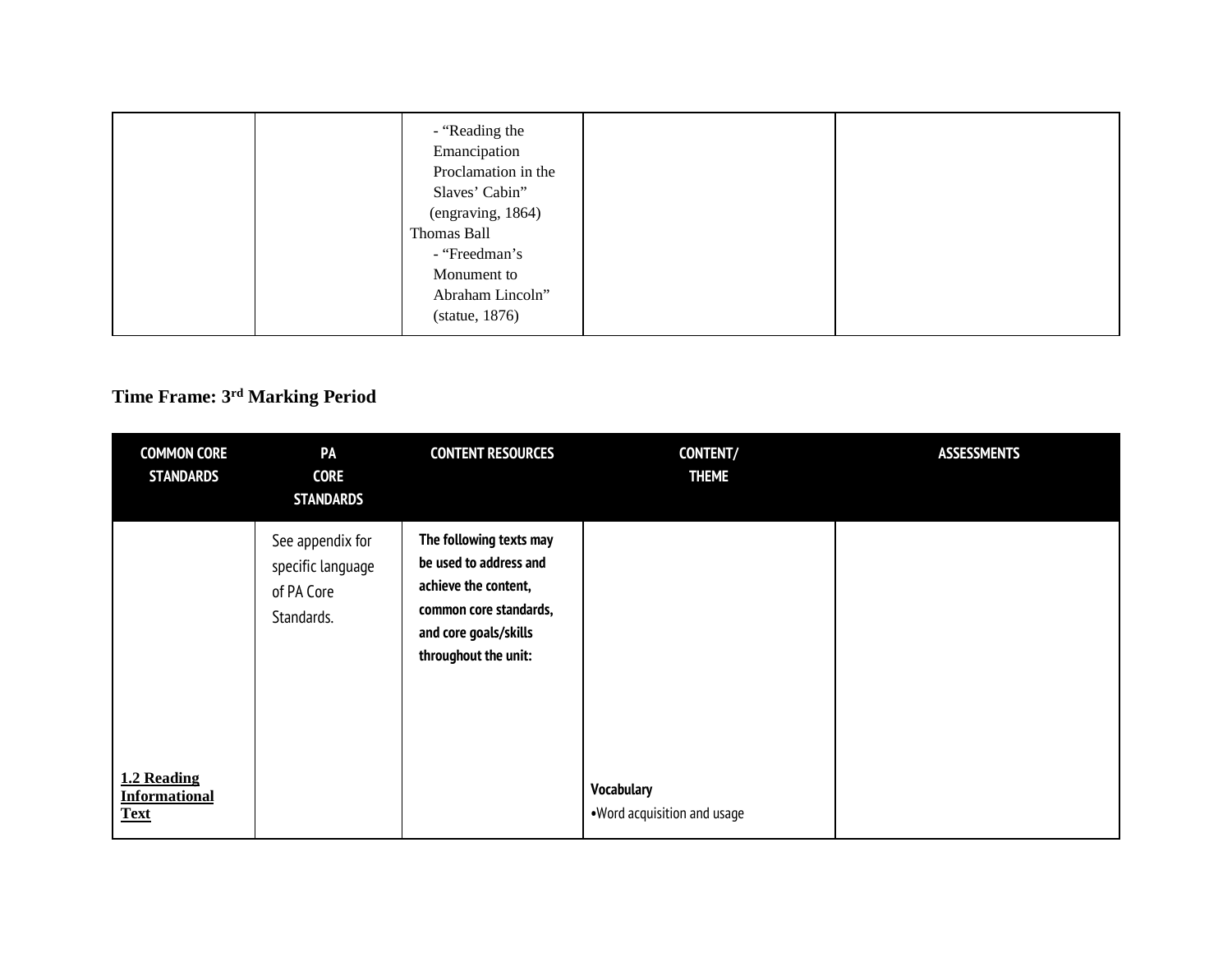|  |  |  |  |  |
|---|---|---|---|---|
|  |  | - "Reading the Emancipation Proclamation in the Slaves' Cabin" (engraving, 1864)<br>Thomas Ball<br>- "Freedman's Monument to Abraham Lincoln" (statue, 1876) |  |  |

## Time Frame: 3rd Marking Period

| COMMON CORE STANDARDS | PA CORE STANDARDS | CONTENT RESOURCES | CONTENT/ THEME | ASSESSMENTS |
|---|---|---|---|---|
| **1.2 Reading Informational Text** | See appendix for specific language of PA Core Standards. | **The following texts may be used to address and achieve the content, common core standards, and core goals/skills throughout the unit:** | **Vocabulary**<br>•Word acquisition and usage |  |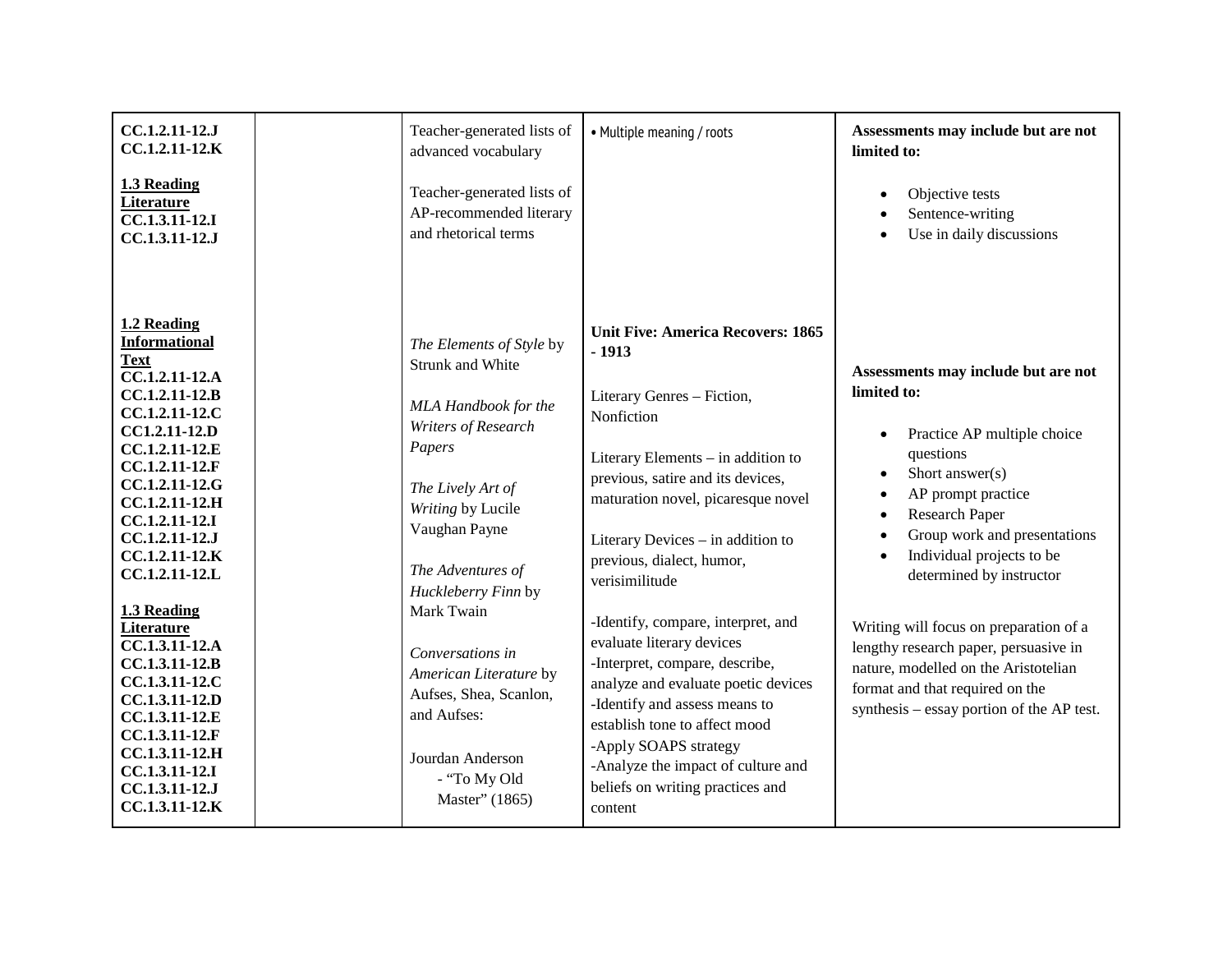| | | | | |
|---|---|---|---|---|
| **CC.1.2.11-12.J**<br>**CC.1.2.11-12.K**<br><br>**1.3 Reading Literature**<br>**CC.1.3.11-12.I**<br>**CC.1.3.11-12.J** | | Teacher-generated lists of advanced vocabulary<br><br>Teacher-generated lists of AP-recommended literary and rhetorical terms | • Multiple meaning / roots | **Assessments may include but are not limited to:**<br><br>• Objective tests<br>• Sentence-writing<br>• Use in daily discussions |
| **1.2 Reading Informational Text**<br>**CC.1.2.11-12.A**<br>**CC.1.2.11-12.B**<br>**CC.1.2.11-12.C**<br>**CC1.2.11-12.D**<br>**CC.1.2.11-12.E**<br>**CC.1.2.11-12.F**<br>**CC.1.2.11-12.G**<br>**CC.1.2.11-12.H**<br>**CC.1.2.11-12.I**<br>**CC.1.2.11-12.J**<br>**CC.1.2.11-12.K**<br>**CC.1.2.11-12.L**<br><br>**1.3 Reading Literature**<br>**CC.1.3.11-12.A**<br>**CC.1.3.11-12.B**<br>**CC.1.3.11-12.C**<br>**CC.1.3.11-12.D**<br>**CC.1.3.11-12.E**<br>**CC.1.3.11-12.F**<br>**CC.1.3.11-12.H**<br>**CC.1.3.11-12.I**<br>**CC.1.3.11-12.J**<br>**CC.1.3.11-12.K** | | *The Elements of Style* by Strunk and White<br><br>*MLA Handbook for the Writers of Research Papers*<br><br>*The Lively Art of Writing* by Lucile Vaughan Payne<br><br>*The Adventures of Huckleberry Finn* by Mark Twain<br><br>*Conversations in American Literature* by Aufses, Shea, Scanlon, and Aufses:<br><br>Jourdan Anderson<br>- "To My Old Master" (1865) | **Unit Five: America Recovers: 1865 - 1913**<br><br>Literary Genres – Fiction, Nonfiction<br><br>Literary Elements – in addition to previous, satire and its devices, maturation novel, picaresque novel<br><br>Literary Devices – in addition to previous, dialect, humor, verisimilitude<br><br>-Identify, compare, interpret, and evaluate literary devices<br>-Interpret, compare, describe, analyze and evaluate poetic devices<br>-Identify and assess means to establish tone to affect mood<br>-Apply SOAPS strategy<br>-Analyze the impact of culture and beliefs on writing practices and content | **Assessments may include but are not limited to:**<br><br>• Practice AP multiple choice questions<br>• Short answer(s)<br>• AP prompt practice<br>• Research Paper<br>• Group work and presentations<br>• Individual projects to be determined by instructor<br><br>Writing will focus on preparation of a lengthy research paper, persuasive in nature, modelled on the Aristotelian format and that required on the synthesis – essay portion of the AP test. |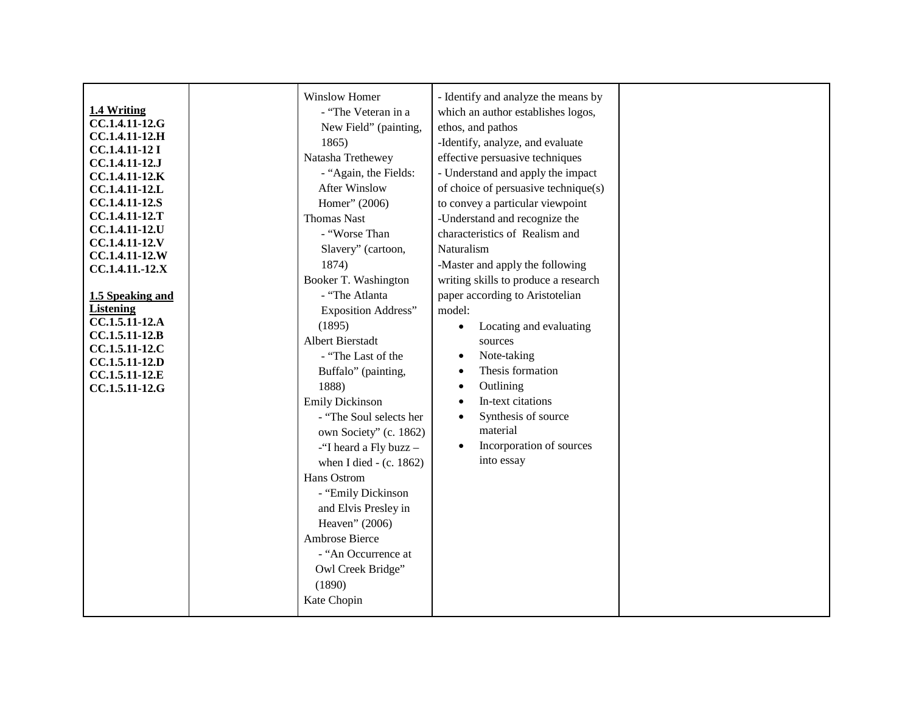| | | | | |
|---|---|---|---|---|
| **1.4 Writing**<br>**CC.1.4.11-12.G**<br>**CC.1.4.11-12.H**<br>**CC.1.4.11-12 I**<br>**CC.1.4.11-12.J**<br>**CC.1.4.11-12.K**<br>**CC.1.4.11-12.L**<br>**CC.1.4.11-12.S**<br>**CC.1.4.11-12.T**<br>**CC.1.4.11-12.U**<br>**CC.1.4.11-12.V**<br>**CC.1.4.11-12.W**<br>**CC.1.4.11.-12.X**<br><br>**1.5 Speaking and Listening**<br>**CC.1.5.11-12.A**<br>**CC.1.5.11-12.B**<br>**CC.1.5.11-12.C**<br>**CC.1.5.11-12.D**<br>**CC.1.5.11-12.E**<br>**CC.1.5.11-12.G** | | Winslow Homer<br>- "The Veteran in a New Field" (painting, 1865)<br>Natasha Trethewey<br>- "Again, the Fields: After Winslow Homer" (2006)<br>Thomas Nast<br>- "Worse Than Slavery" (cartoon, 1874)<br>Booker T. Washington<br>- "The Atlanta Exposition Address" (1895)<br>Albert Bierstadt<br>- "The Last of the Buffalo" (painting, 1888)<br>Emily Dickinson<br>- "The Soul selects her own Society" (c. 1862)<br>-"I heard a Fly buzz – when I died - (c. 1862)<br>Hans Ostrom<br>- "Emily Dickinson and Elvis Presley in Heaven" (2006)<br>Ambrose Bierce<br>- "An Occurrence at Owl Creek Bridge" (1890)<br>Kate Chopin | - Identify and analyze the means by which an author establishes logos, ethos, and pathos<br>-Identify, analyze, and evaluate effective persuasive techniques<br>- Understand and apply the impact of choice of persuasive technique(s) to convey a particular viewpoint<br>-Understand and recognize the characteristics of Realism and Naturalism<br>-Master and apply the following writing skills to produce a research paper according to Aristotelian model:<br>• Locating and evaluating sources<br>• Note-taking<br>• Thesis formation<br>• Outlining<br>• In-text citations<br>• Synthesis of source material<br>• Incorporation of sources into essay | |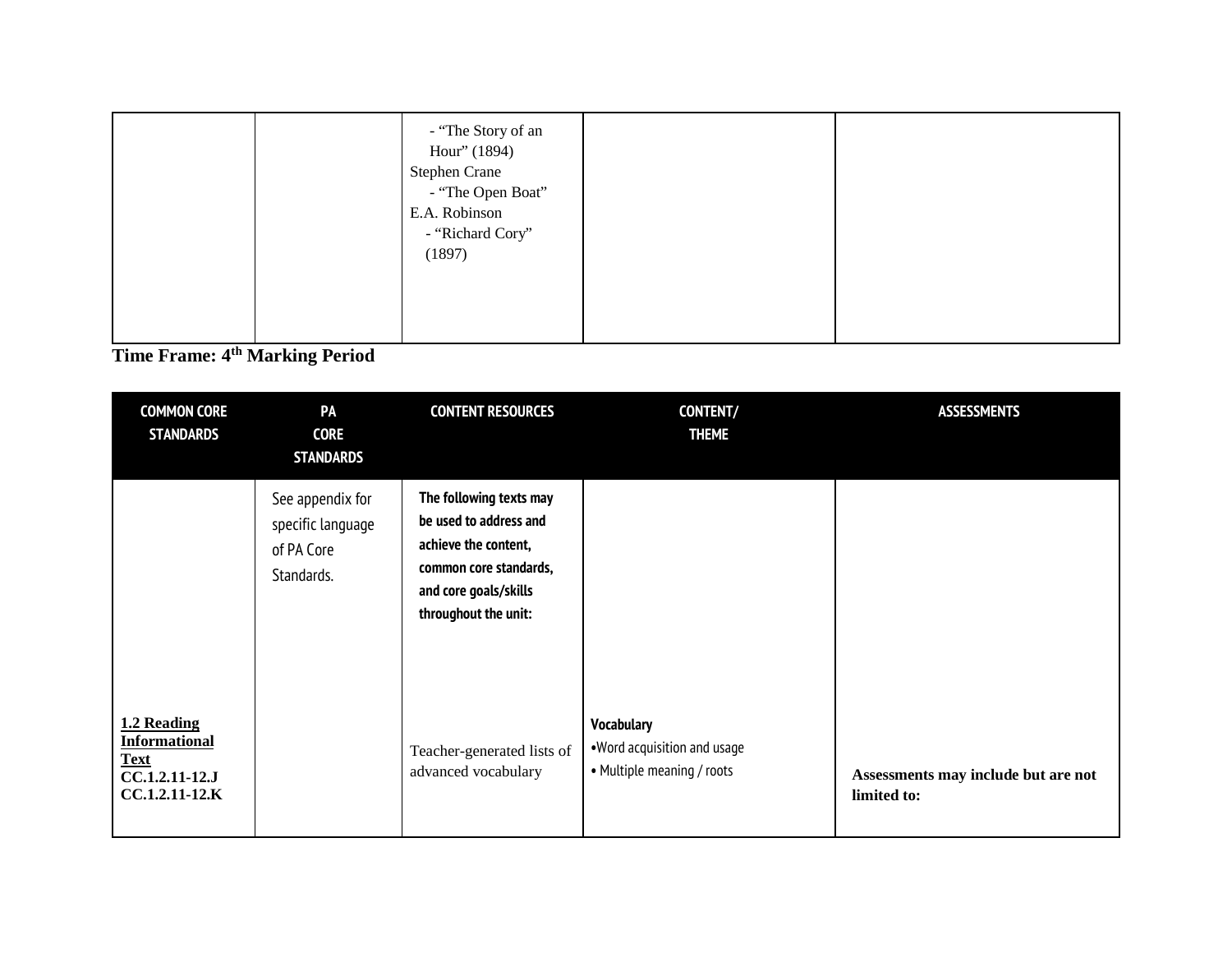| | | - "The Story of an Hour" (1894)<br>Stephen Crane<br>- "The Open Boat"<br>E.A. Robinson<br>- "Richard Cory" (1897) | | |
|---|---|---|---|---|

**Time Frame: 4th Marking Period**

| COMMON CORE STANDARDS | PA CORE STANDARDS | CONTENT RESOURCES | CONTENT/ THEME | ASSESSMENTS |
|---|---|---|---|---|
| | See appendix for specific language of PA Core Standards. | **The following texts may be used to address and achieve the content, common core standards, and core goals/skills throughout the unit:** | | |
| **1.2 Reading Informational Text**<br>**CC.1.2.11-12.J**<br>**CC.1.2.11-12.K** | | Teacher-generated lists of advanced vocabulary | **Vocabulary**<br>•Word acquisition and usage<br>• Multiple meaning / roots | **Assessments may include but are not limited to:** |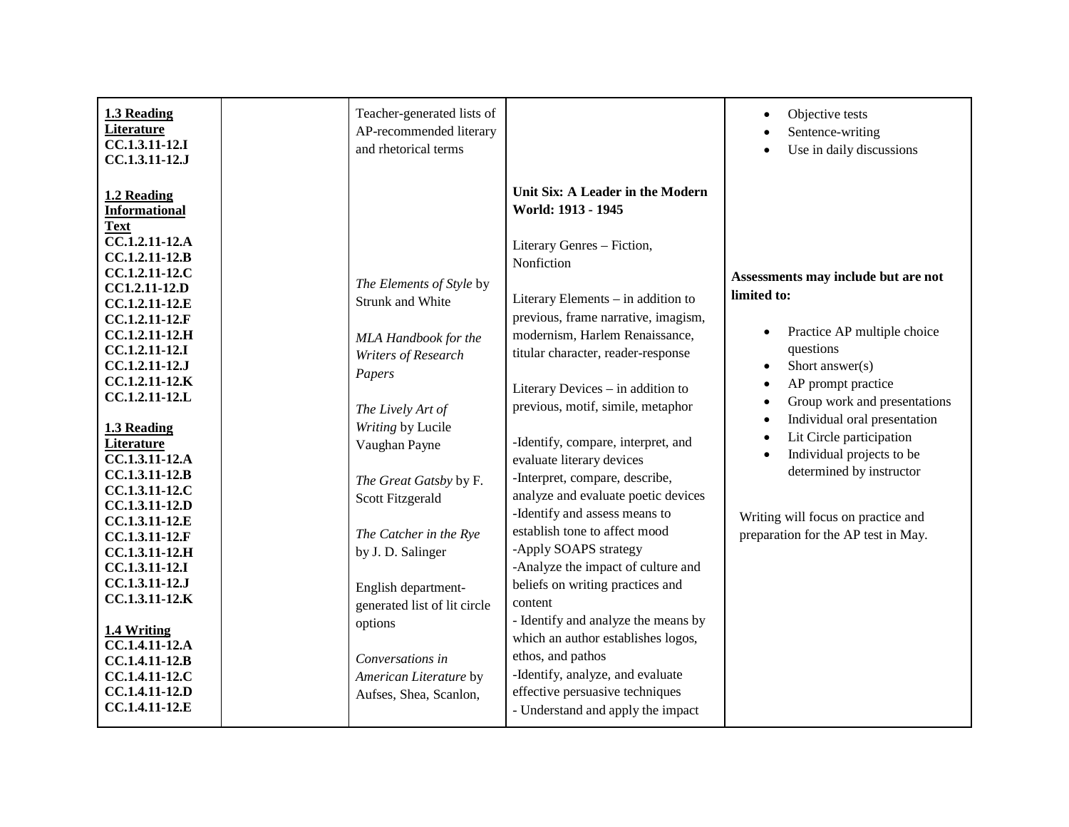| | | | | |
|---|---|---|---|---|
| **1.3 Reading Literature**<br>**CC.1.3.11-12.I**<br>**CC.1.3.11-12.J** | | Teacher-generated lists of AP-recommended literary and rhetorical terms | | • Objective tests<br>• Sentence-writing<br>• Use in daily discussions |
| **1.2 Reading Informational Text**<br>**CC.1.2.11-12.A**<br>**CC.1.2.11-12.B**<br>**CC.1.2.11-12.C**<br>**CC1.2.11-12.D**<br>**CC.1.2.11-12.E**<br>**CC.1.2.11-12.F**<br>**CC.1.2.11-12.H**<br>**CC.1.2.11-12.I**<br>**CC.1.2.11-12.J**<br>**CC.1.2.11-12.K**<br>**CC.1.2.11-12.L**<br><br>**1.3 Reading Literature**<br>**CC.1.3.11-12.A**<br>**CC.1.3.11-12.B**<br>**CC.1.3.11-12.C**<br>**CC.1.3.11-12.D**<br>**CC.1.3.11-12.E**<br>**CC.1.3.11-12.F**<br>**CC.1.3.11-12.H**<br>**CC.1.3.11-12.I**<br>**CC.1.3.11-12.J**<br>**CC.1.3.11-12.K**<br><br>**1.4 Writing**<br>**CC.1.4.11-12.A**<br>**CC.1.4.11-12.B**<br>**CC.1.4.11-12.C**<br>**CC.1.4.11-12.D**<br>**CC.1.4.11-12.E** | | *The Elements of Style* by Strunk and White<br><br>*MLA Handbook for the Writers of Research Papers*<br><br>*The Lively Art of Writing* by Lucile Vaughan Payne<br><br>*The Great Gatsby* by F. Scott Fitzgerald<br><br>*The Catcher in the Rye* by J. D. Salinger<br><br>English department-generated list of lit circle options<br><br>*Conversations in American Literature* by Aufses, Shea, Scanlon, | **Unit Six: A Leader in the Modern World: 1913 - 1945**<br><br>Literary Genres – Fiction, Nonfiction<br><br>Literary Elements – in addition to previous, frame narrative, imagism, modernism, Harlem Renaissance, titular character, reader-response<br><br>Literary Devices – in addition to previous, motif, simile, metaphor<br><br>-Identify, compare, interpret, and evaluate literary devices<br>-Interpret, compare, describe, analyze and evaluate poetic devices<br>-Identify and assess means to establish tone to affect mood<br>-Apply SOAPS strategy<br>-Analyze the impact of culture and beliefs on writing practices and content<br>- Identify and analyze the means by which an author establishes logos, ethos, and pathos<br>-Identify, analyze, and evaluate effective persuasive techniques<br>- Understand and apply the impact | **Assessments may include but are not limited to:**<br><br>• Practice AP multiple choice questions<br>• Short answer(s)<br>• AP prompt practice<br>• Group work and presentations<br>• Individual oral presentation<br>• Lit Circle participation<br>• Individual projects to be determined by instructor<br><br>Writing will focus on practice and preparation for the AP test in May. |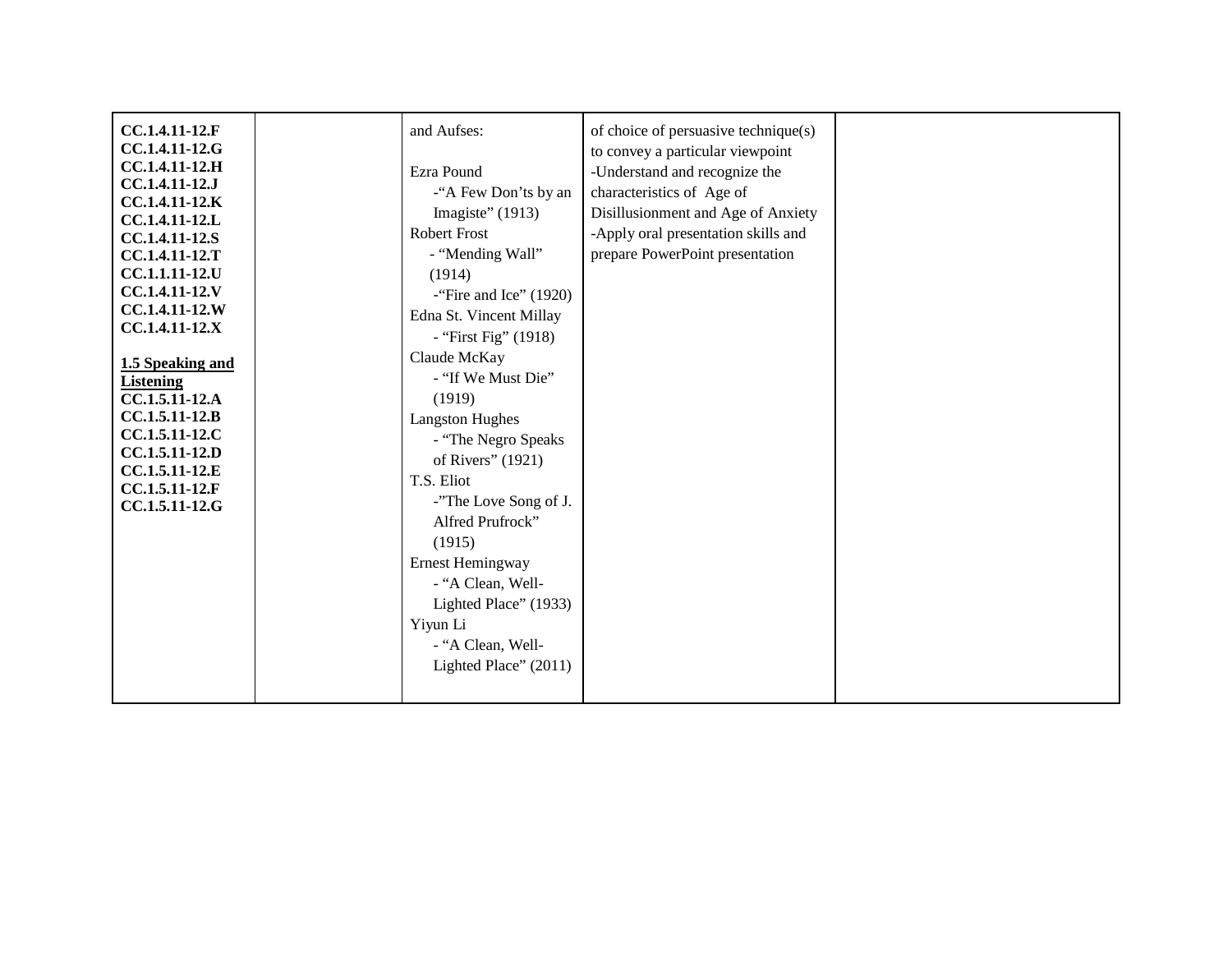| | | | | |
|---|---|---|---|---|
| **CC.1.4.11-12.F**<br>**CC.1.4.11-12.G**<br>**CC.1.4.11-12.H**<br>**CC.1.4.11-12.J**<br>**CC.1.4.11-12.K**<br>**CC.1.4.11-12.L**<br>**CC.1.4.11-12.S**<br>**CC.1.4.11-12.T**<br>**CC.1.1.11-12.U**<br>**CC.1.4.11-12.V**<br>**CC.1.4.11-12.W**<br>**CC.1.4.11-12.X**<br><br>**1.5 Speaking and Listening**<br>**CC.1.5.11-12.A**<br>**CC.1.5.11-12.B**<br>**CC.1.5.11-12.C**<br>**CC.1.5.11-12.D**<br>**CC.1.5.11-12.E**<br>**CC.1.5.11-12.F**<br>**CC.1.5.11-12.G** | | and Aufses:<br><br>Ezra Pound<br>-"A Few Don'ts by an Imagiste" (1913)<br>Robert Frost<br>- "Mending Wall" (1914)<br>-"Fire and Ice" (1920)<br>Edna St. Vincent Millay<br>- "First Fig" (1918)<br>Claude McKay<br>- "If We Must Die" (1919)<br>Langston Hughes<br>- "The Negro Speaks of Rivers" (1921)<br>T.S. Eliot<br>-"The Love Song of J. Alfred Prufrock" (1915)<br>Ernest Hemingway<br>- "A Clean, Well-Lighted Place" (1933)<br>Yiyun Li<br>- "A Clean, Well-Lighted Place" (2011) | of choice of persuasive technique(s) to convey a particular viewpoint<br>-Understand and recognize the characteristics of Age of Disillusionment and Age of Anxiety<br>-Apply oral presentation skills and prepare PowerPoint presentation | |